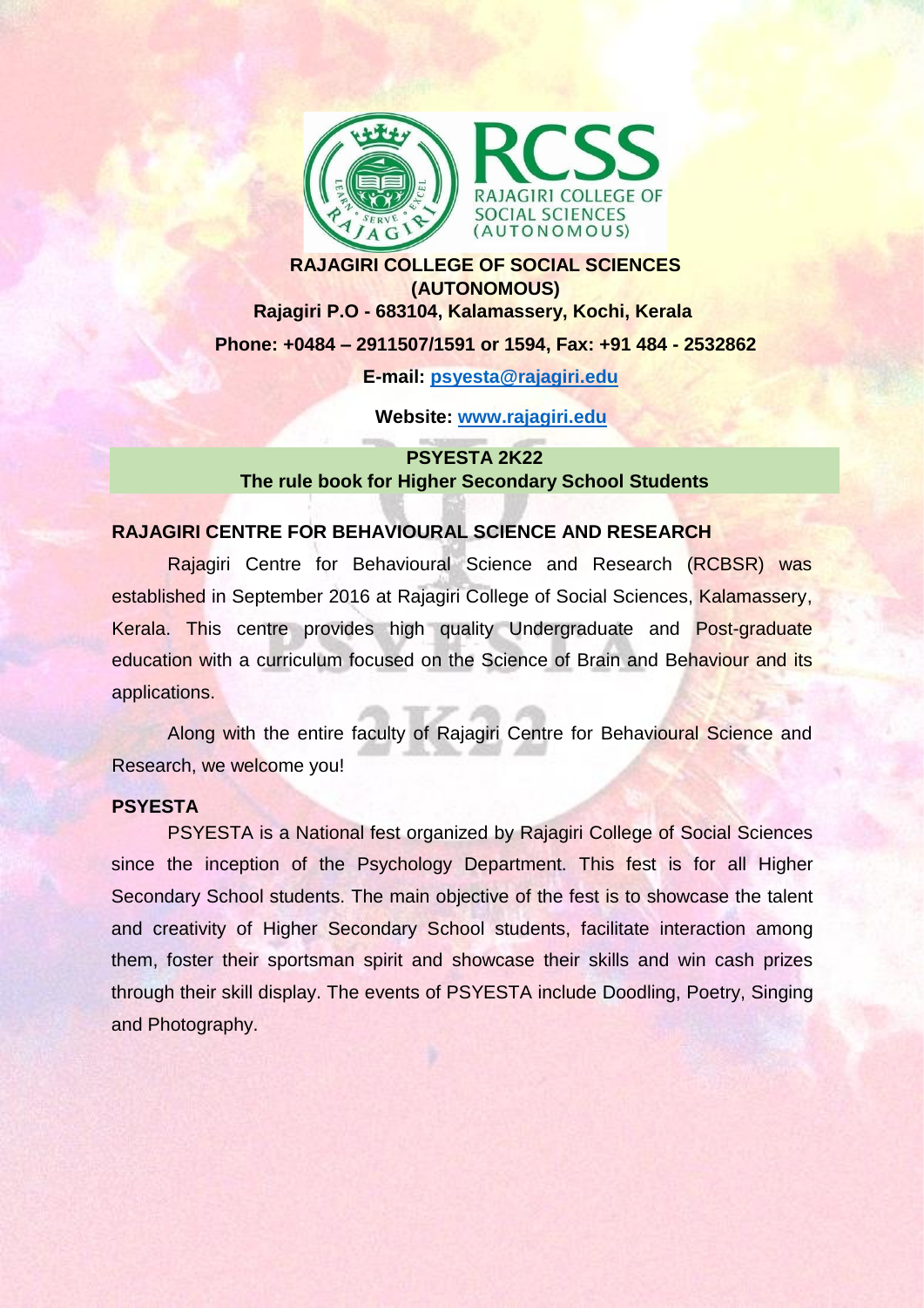**RAJAGIRI COLLEGE OF SOCIAL SCIENCES (AUTONOMOUS)**

**Rajagiri P.O - 683104, Kalamassery, Kochi, Kerala**

**Phone: +0484 – 2911507/1591 or 1594, Fax: +91 484 - 2532862**

**E-mail: psyesta@rajagiri.edu**

**Website: www.rajagiri.edu**

## PSYESTA 2K22
## The rule book for Higher Secondary School Students

### RAJAGIRI CENTRE FOR BEHAVIOURAL SCIENCE AND RESEARCH

Rajagiri Centre for Behavioural Science and Research (RCBSR) was established in September 2016 at Rajagiri College of Social Sciences, Kalamassery, Kerala. This centre provides high quality Undergraduate and Post-graduate education with a curriculum focused on the Science of Brain and Behaviour and its applications.

Along with the entire faculty of Rajagiri Centre for Behavioural Science and Research, we welcome you!

### PSYESTA

PSYESTA is a National fest organized by Rajagiri College of Social Sciences since the inception of the Psychology Department. This fest is for all Higher Secondary School students. The main objective of the fest is to showcase the talent and creativity of Higher Secondary School students, facilitate interaction among them, foster their sportsman spirit and showcase their skills and win cash prizes through their skill display. The events of PSYESTA include Doodling, Poetry, Singing and Photography.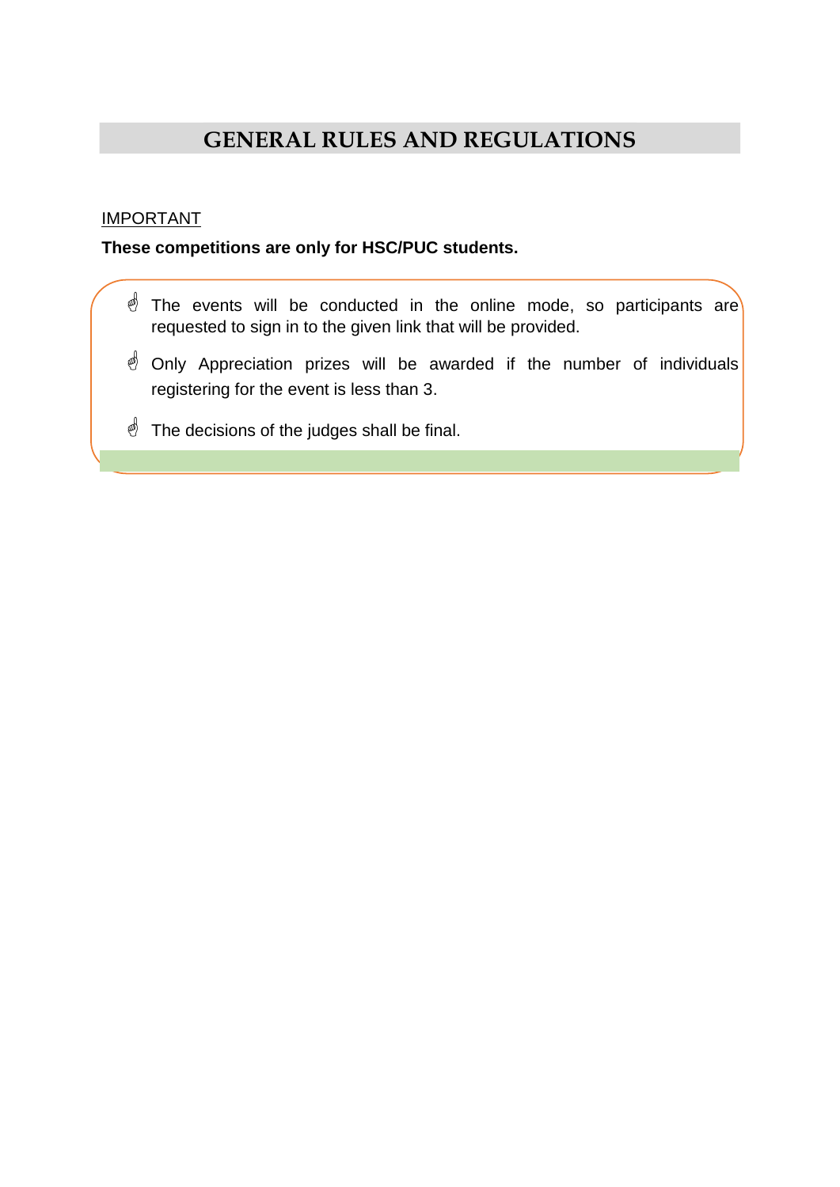# GENERAL RULES AND REGULATIONS

IMPORTANT

**These competitions are only for HSC/PUC students.**

- The events will be conducted in the online mode, so participants are requested to sign in to the given link that will be provided.
- Only Appreciation prizes will be awarded if the number of individuals registering for the event is less than 3.
- The decisions of the judges shall be final.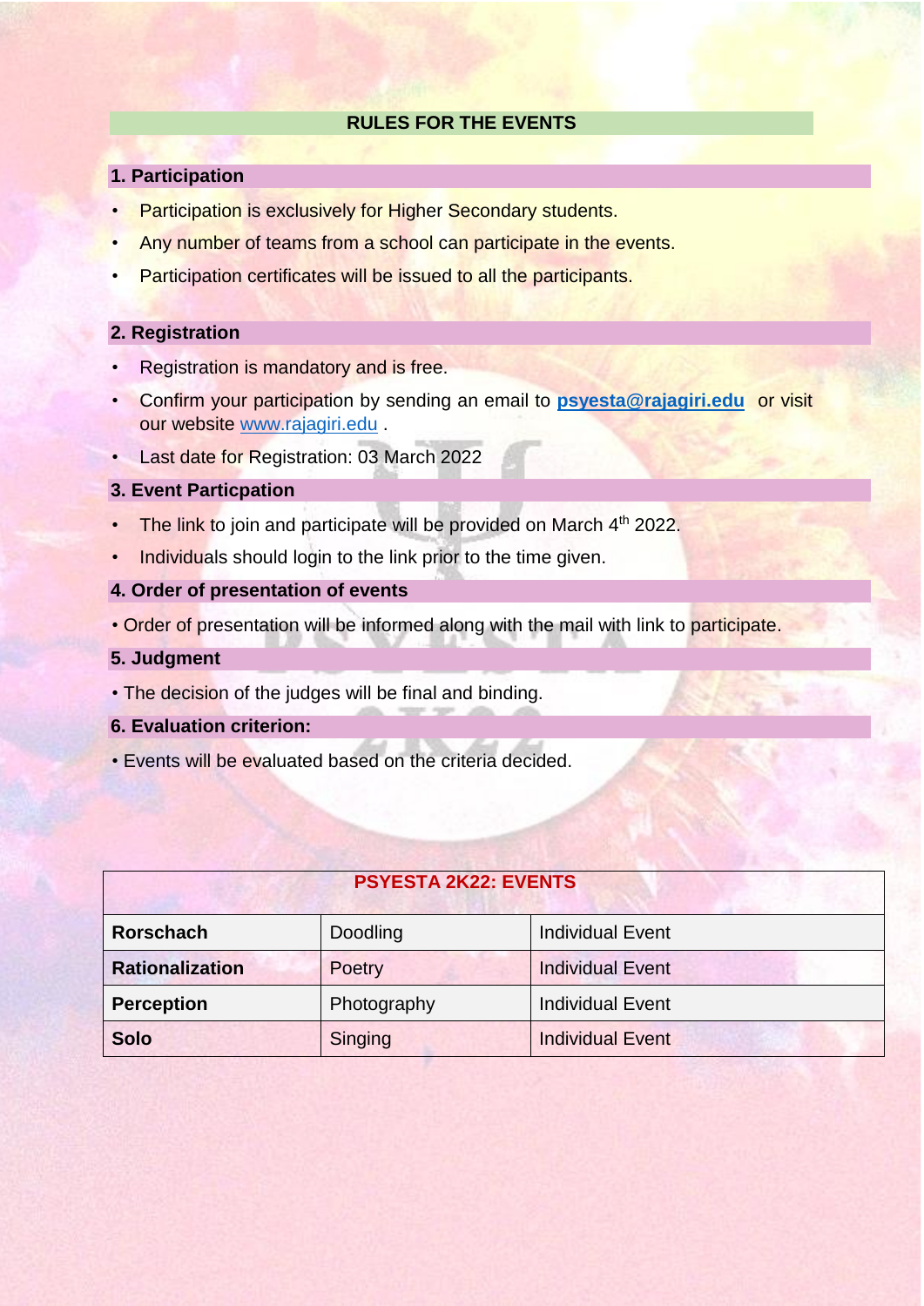## RULES FOR THE EVENTS

### 1. Participation

- Participation is exclusively for Higher Secondary students.
- Any number of teams from a school can participate in the events.
- Participation certificates will be issued to all the participants.

### 2. Registration

- Registration is mandatory and is free.
- Confirm your participation by sending an email to **psyesta@rajagiri.edu** or visit our website www.rajagiri.edu .
- Last date for Registration: 03 March 2022

### 3. Event Particpation

- The link to join and participate will be provided on March 4th 2022.
- Individuals should login to the link prior to the time given.

### 4. Order of presentation of events

- Order of presentation will be informed along with the mail with link to participate.

### 5. Judgment

- The decision of the judges will be final and binding.

### 6. Evaluation criterion:

- Events will be evaluated based on the criteria decided.

| PSYESTA 2K22: EVENTS | | |
|---|---|---|
| **Rorschach** | Doodling | Individual Event |
| **Rationalization** | Poetry | Individual Event |
| **Perception** | Photography | Individual Event |
| **Solo** | Singing | Individual Event |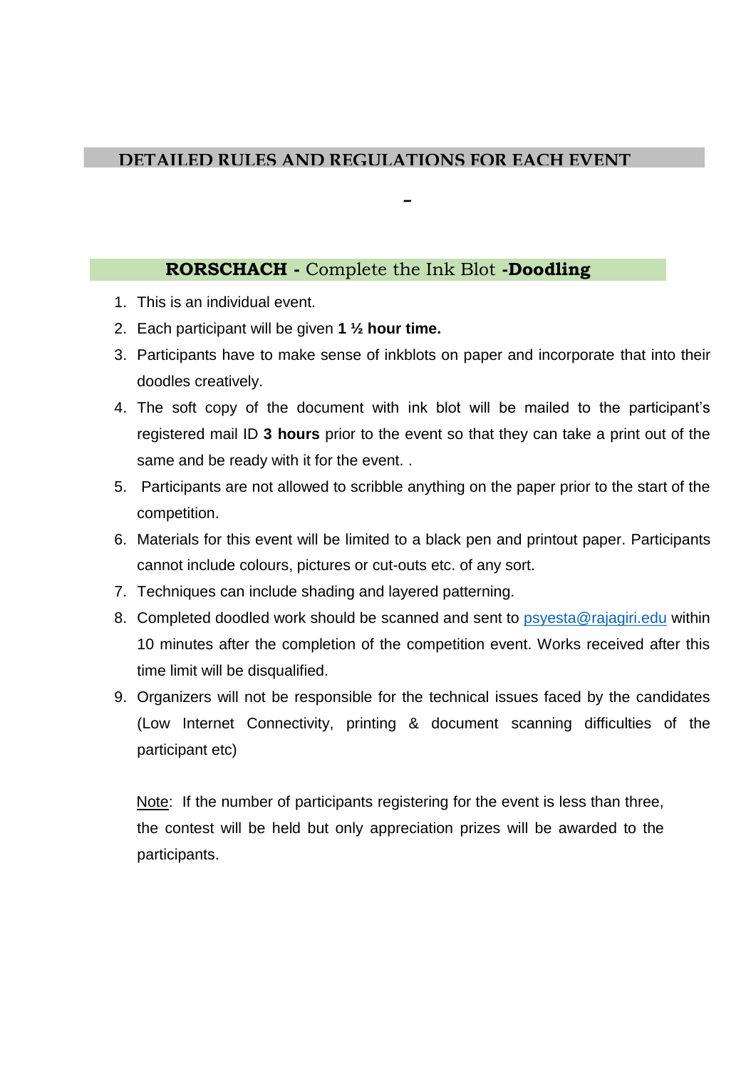## DETAILED RULES AND REGULATIONS FOR EACH EVENT

-

### **RORSCHACH -** Complete the Ink Blot **-Doodling**

1. This is an individual event.
2. Each participant will be given **1 ½ hour time.**
3. Participants have to make sense of inkblots on paper and incorporate that into their doodles creatively.
4. The soft copy of the document with ink blot will be mailed to the participant's registered mail ID **3 hours** prior to the event so that they can take a print out of the same and be ready with it for the event. .
5. Participants are not allowed to scribble anything on the paper prior to the start of the competition.
6. Materials for this event will be limited to a black pen and printout paper. Participants cannot include colours, pictures or cut-outs etc. of any sort.
7. Techniques can include shading and layered patterning.
8. Completed doodled work should be scanned and sent to psyesta@rajagiri.edu within 10 minutes after the completion of the competition event. Works received after this time limit will be disqualified.
9. Organizers will not be responsible for the technical issues faced by the candidates (Low Internet Connectivity, printing & document scanning difficulties of the participant etc)

Note: If the number of participants registering for the event is less than three, the contest will be held but only appreciation prizes will be awarded to the participants.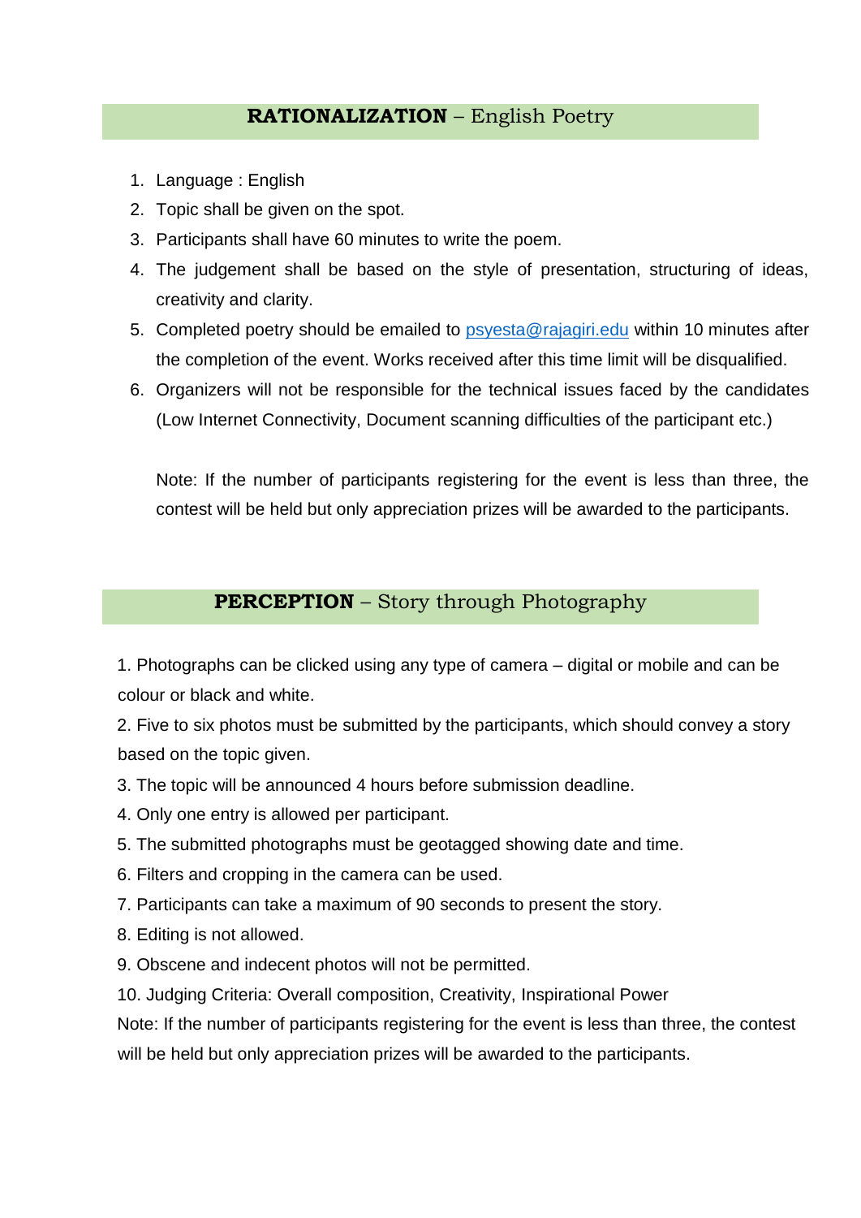## **RATIONALIZATION** – English Poetry

1. Language : English
2. Topic shall be given on the spot.
3. Participants shall have 60 minutes to write the poem.
4. The judgement shall be based on the style of presentation, structuring of ideas, creativity and clarity.
5. Completed poetry should be emailed to [psyesta@rajagiri.edu](mailto:psyesta@rajagiri.edu) within 10 minutes after the completion of the event. Works received after this time limit will be disqualified.
6. Organizers will not be responsible for the technical issues faced by the candidates (Low Internet Connectivity, Document scanning difficulties of the participant etc.)

Note: If the number of participants registering for the event is less than three, the contest will be held but only appreciation prizes will be awarded to the participants.

## **PERCEPTION** – Story through Photography

1. Photographs can be clicked using any type of camera – digital or mobile and can be colour or black and white.
2. Five to six photos must be submitted by the participants, which should convey a story based on the topic given.
3. The topic will be announced 4 hours before submission deadline.
4. Only one entry is allowed per participant.
5. The submitted photographs must be geotagged showing date and time.
6. Filters and cropping in the camera can be used.
7. Participants can take a maximum of 90 seconds to present the story.
8. Editing is not allowed.
9. Obscene and indecent photos will not be permitted.
10. Judging Criteria: Overall composition, Creativity, Inspirational Power

Note: If the number of participants registering for the event is less than three, the contest will be held but only appreciation prizes will be awarded to the participants.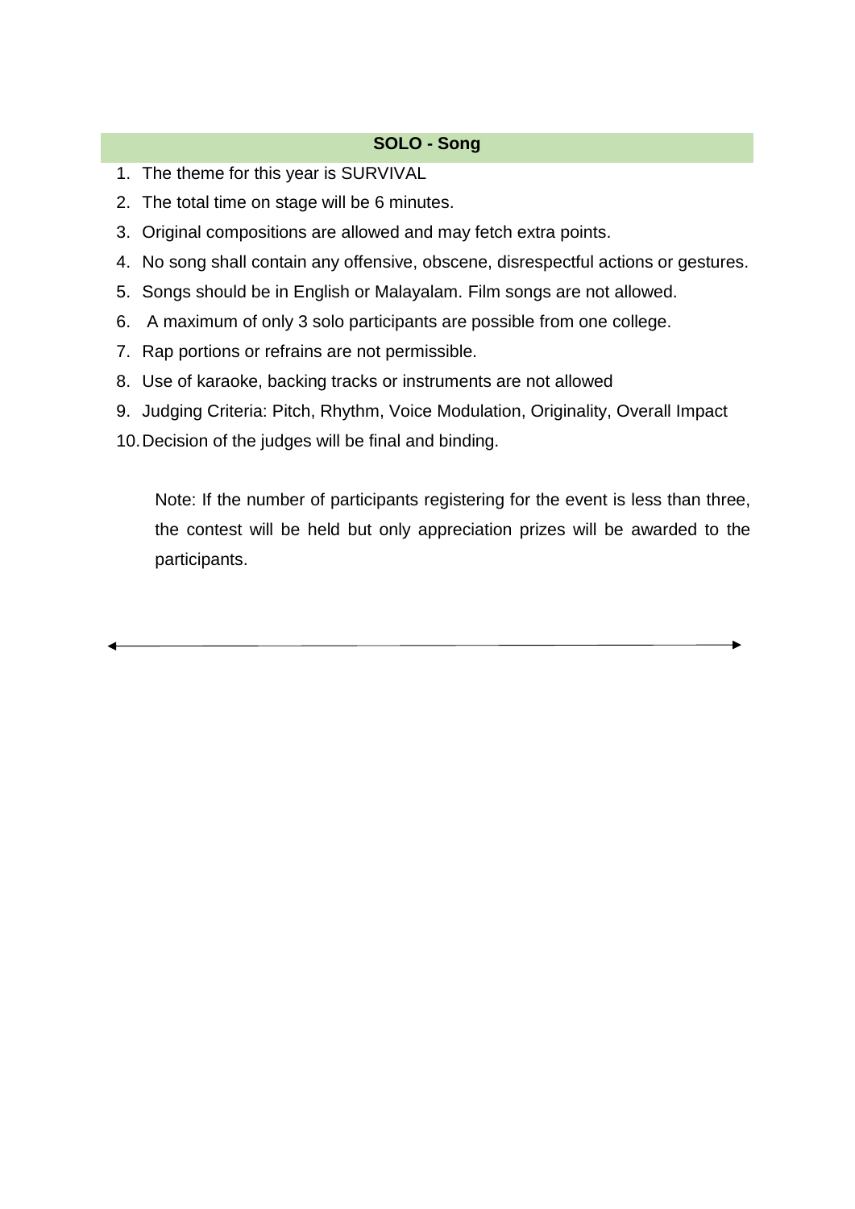**SOLO - Song**

1. The theme for this year is SURVIVAL
2. The total time on stage will be 6 minutes.
3. Original compositions are allowed and may fetch extra points.
4. No song shall contain any offensive, obscene, disrespectful actions or gestures.
5. Songs should be in English or Malayalam. Film songs are not allowed.
6. A maximum of only 3 solo participants are possible from one college.
7. Rap portions or refrains are not permissible.
8. Use of karaoke, backing tracks or instruments are not allowed
9. Judging Criteria: Pitch, Rhythm, Voice Modulation, Originality, Overall Impact
10. Decision of the judges will be final and binding.

Note: If the number of participants registering for the event is less than three, the contest will be held but only appreciation prizes will be awarded to the participants.